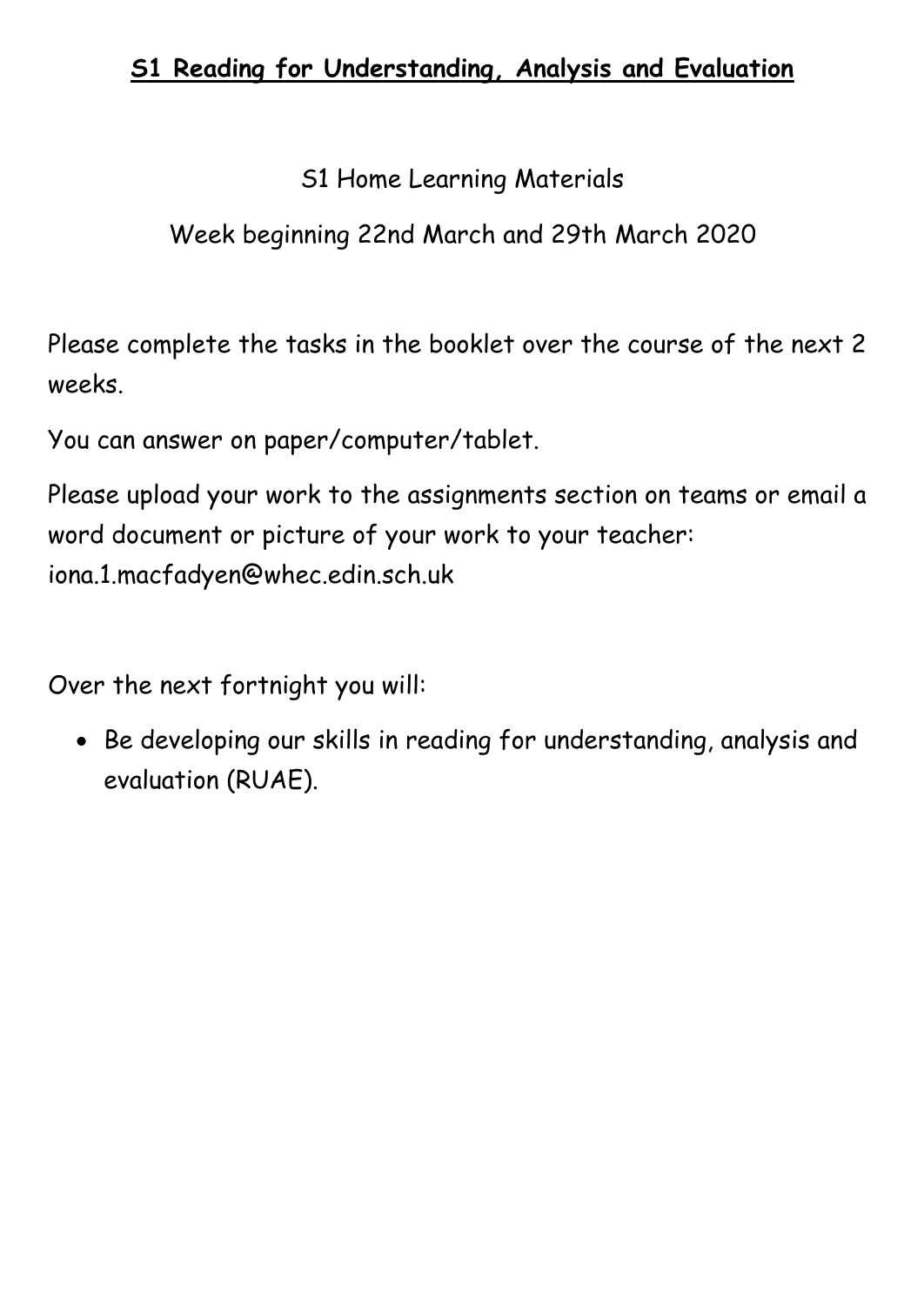# **S1 Reading for Understanding, Analysis and Evaluation**

S1 Home Learning Materials

Week beginning 22nd March and 29th March 2020

Please complete the tasks in the booklet over the course of the next 2 weeks.

You can answer on paper/computer/tablet.

Please upload your work to the assignments section on teams or email a word document or picture of your work to your teacher: iona.1.macfadyen@whec.edin.sch.uk

Over the next fortnight you will:

- Be developing our skills in reading for understanding, analysis and evaluation (RUAE).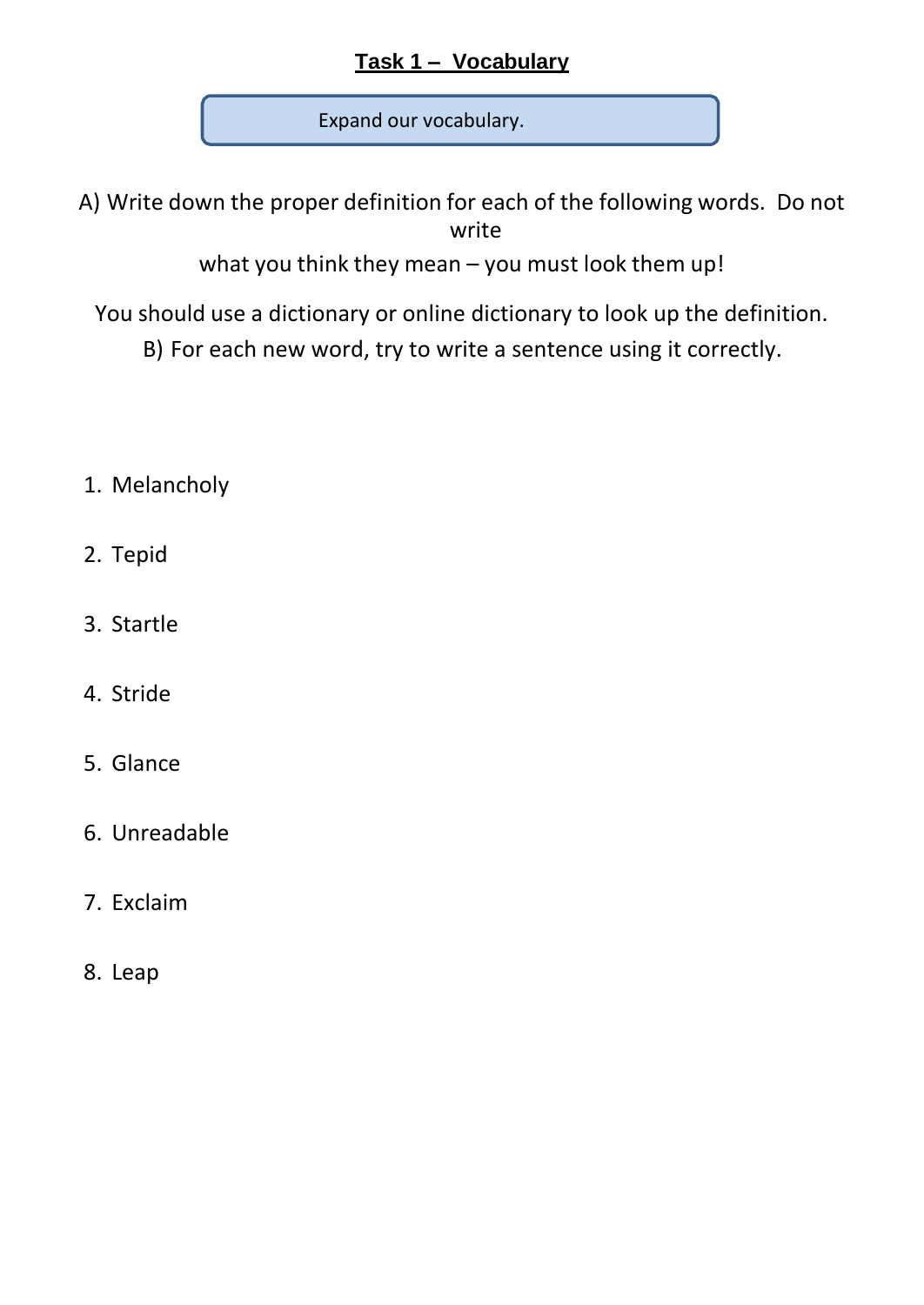# **Task 1 – Vocabulary**

Expand our vocabulary.

A) Write down the proper definition for each of the following words. Do not write what you think they mean – you must look them up!

You should use a dictionary or online dictionary to look up the definition.

B) For each new word, try to write a sentence using it correctly.

1. Melancholy
2. Tepid
3. Startle
4. Stride
5. Glance
6. Unreadable
7. Exclaim
8. Leap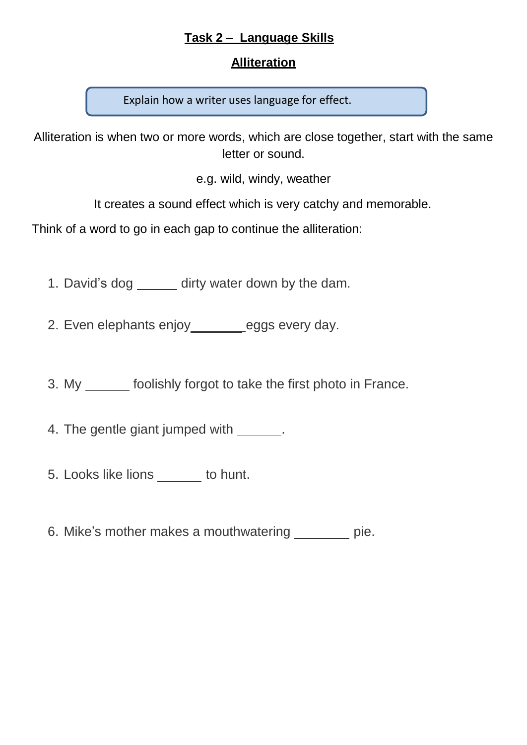## Task 2 – Language Skills

### Alliteration

Explain how a writer uses language for effect.

Alliteration is when two or more words, which are close together, start with the same letter or sound.

e.g. wild, windy, weather

It creates a sound effect which is very catchy and memorable.

Think of a word to go in each gap to continue the alliteration:

1. David's dog ______ dirty water down by the dam.
2. Even elephants enjoy________eggs every day.
3. My ______ foolishly forgot to take the first photo in France.
4. The gentle giant jumped with ______.
5. Looks like lions ______ to hunt.
6. Mike's mother makes a mouthwatering ________ pie.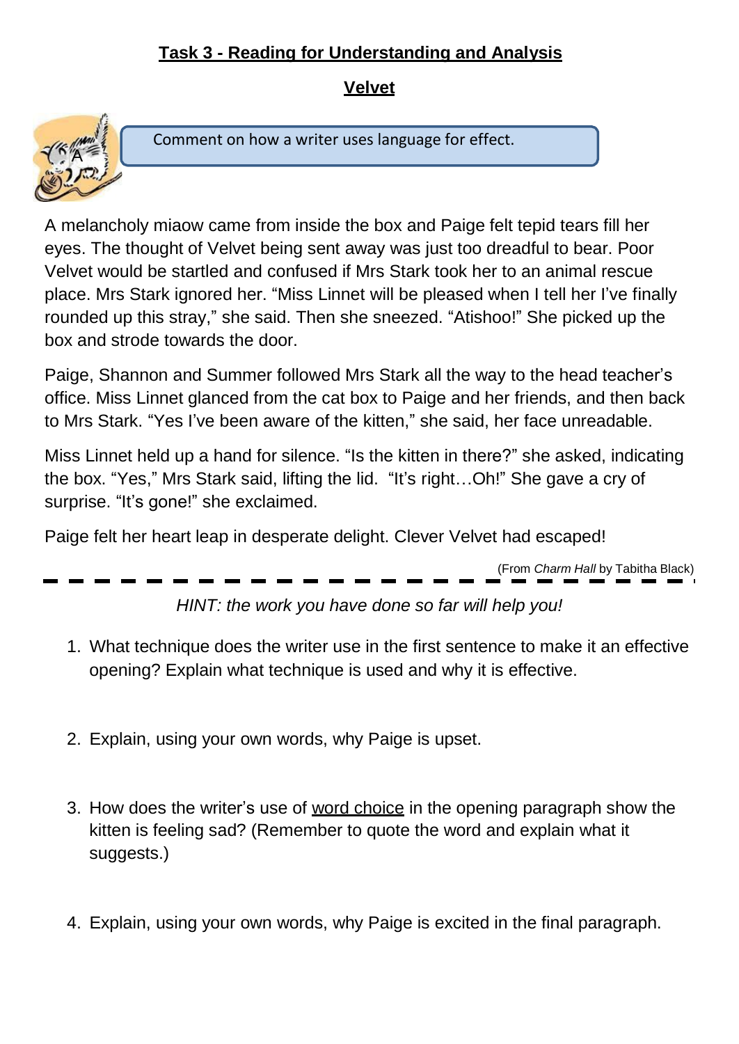## Task 3 - Reading for Understanding and Analysis

## Velvet

Comment on how a writer uses language for effect.

A melancholy miaow came from inside the box and Paige felt tepid tears fill her eyes. The thought of Velvet being sent away was just too dreadful to bear. Poor Velvet would be startled and confused if Mrs Stark took her to an animal rescue place. Mrs Stark ignored her. "Miss Linnet will be pleased when I tell her I've finally rounded up this stray," she said. Then she sneezed. "Atishoo!" She picked up the box and strode towards the door.

Paige, Shannon and Summer followed Mrs Stark all the way to the head teacher's office. Miss Linnet glanced from the cat box to Paige and her friends, and then back to Mrs Stark. "Yes I've been aware of the kitten," she said, her face unreadable.

Miss Linnet held up a hand for silence. "Is the kitten in there?" she asked, indicating the box. "Yes," Mrs Stark said, lifting the lid. "It's right…Oh!" She gave a cry of surprise. "It's gone!" she exclaimed.

Paige felt her heart leap in desperate delight. Clever Velvet had escaped!

(From *Charm Hall* by Tabitha Black)

*HINT: the work you have done so far will help you!*

1. What technique does the writer use in the first sentence to make it an effective opening? Explain what technique is used and why it is effective.

2. Explain, using your own words, why Paige is upset.

3. How does the writer's use of word choice in the opening paragraph show the kitten is feeling sad? (Remember to quote the word and explain what it suggests.)

4. Explain, using your own words, why Paige is excited in the final paragraph.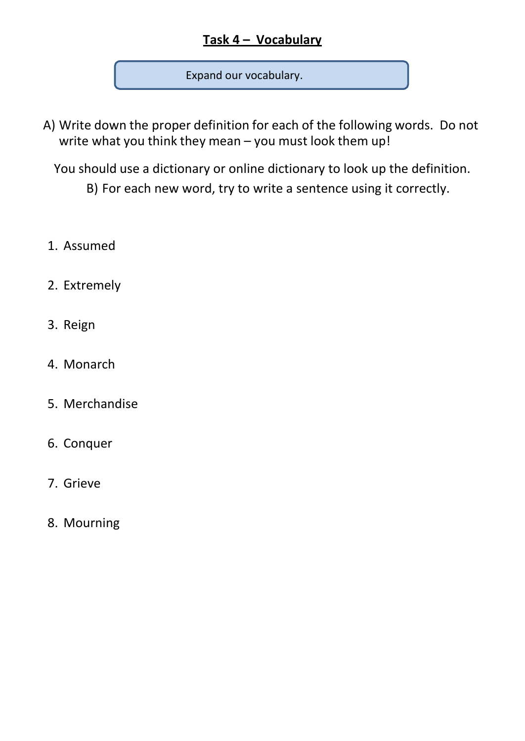## Task 4 – Vocabulary

Expand our vocabulary.

A) Write down the proper definition for each of the following words. Do not write what you think they mean – you must look them up!

You should use a dictionary or online dictionary to look up the definition.

B) For each new word, try to write a sentence using it correctly.

1. Assumed
2. Extremely
3. Reign
4. Monarch
5. Merchandise
6. Conquer
7. Grieve
8. Mourning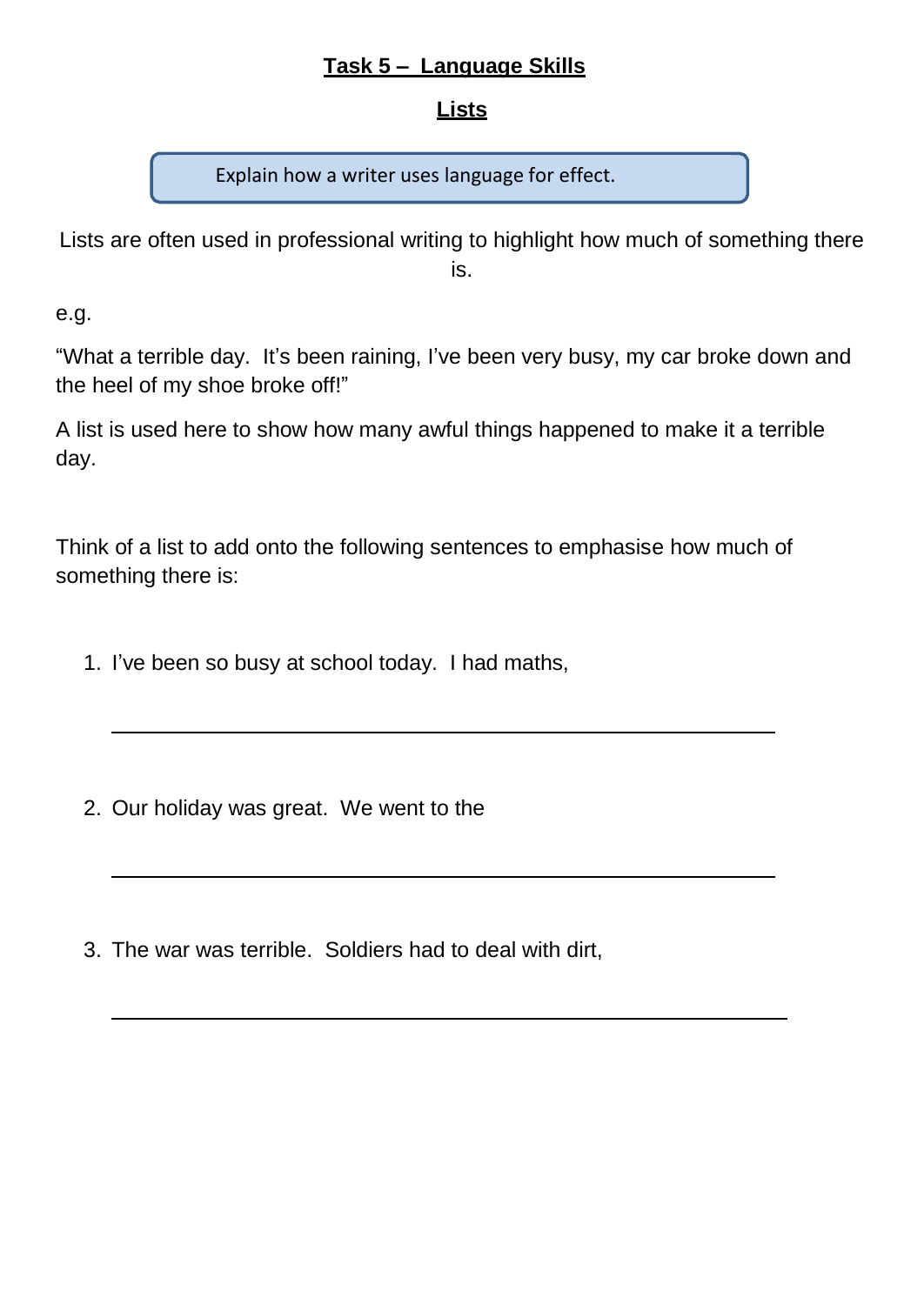## Task 5 – Language Skills

## Lists

Explain how a writer uses language for effect.

Lists are often used in professional writing to highlight how much of something there is.

e.g.

"What a terrible day. It's been raining, I've been very busy, my car broke down and the heel of my shoe broke off!"

A list is used here to show how many awful things happened to make it a terrible day.

Think of a list to add onto the following sentences to emphasise how much of something there is:

1. I've been so busy at school today. I had maths,

   ______________________________________________

2. Our holiday was great. We went to the

   ______________________________________________

3. The war was terrible. Soldiers had to deal with dirt,

   ______________________________________________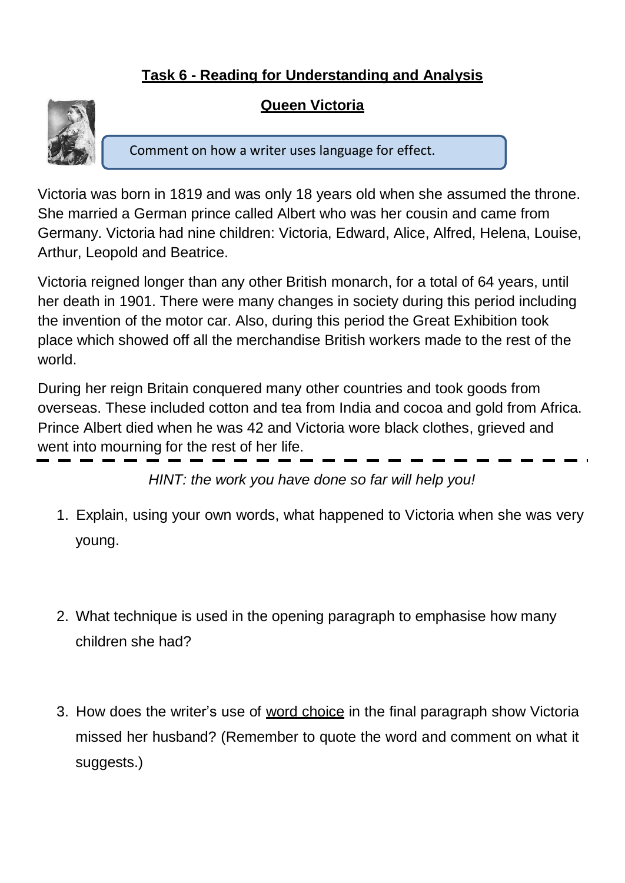**Task 6 - Reading for Understanding and Analysis**

**Queen Victoria**

Comment on how a writer uses language for effect.

Victoria was born in 1819 and was only 18 years old when she assumed the throne. She married a German prince called Albert who was her cousin and came from Germany. Victoria had nine children: Victoria, Edward, Alice, Alfred, Helena, Louise, Arthur, Leopold and Beatrice.

Victoria reigned longer than any other British monarch, for a total of 64 years, until her death in 1901. There were many changes in society during this period including the invention of the motor car. Also, during this period the Great Exhibition took place which showed off all the merchandise British workers made to the rest of the world.

During her reign Britain conquered many other countries and took goods from overseas. These included cotton and tea from India and cocoa and gold from Africa. Prince Albert died when he was 42 and Victoria wore black clothes, grieved and went into mourning for the rest of her life.

---

*HINT: the work you have done so far will help you!*

1. Explain, using your own words, what happened to Victoria when she was very young.

2. What technique is used in the opening paragraph to emphasise how many children she had?

3. How does the writer's use of word choice in the final paragraph show Victoria missed her husband? (Remember to quote the word and comment on what it suggests.)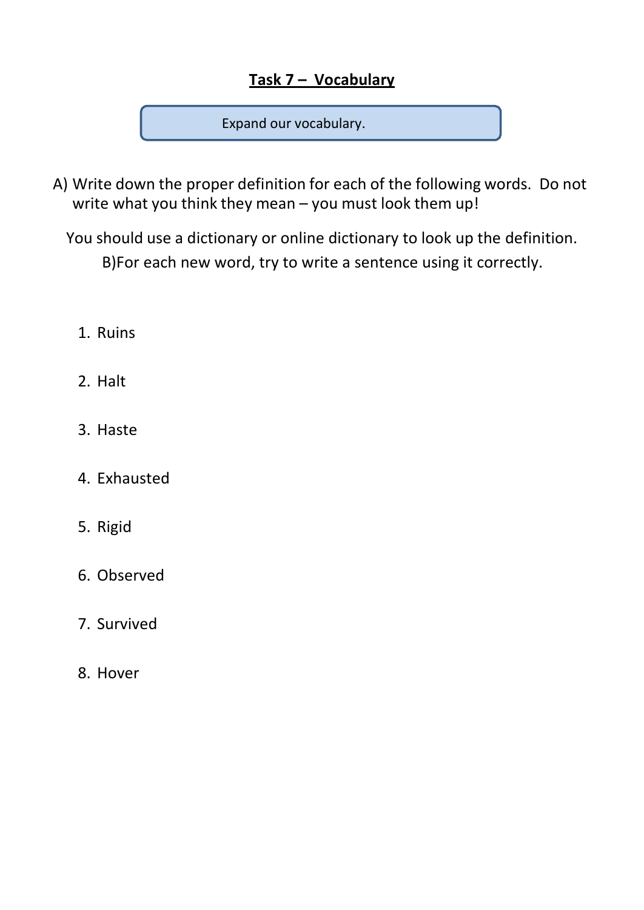# Task 7 – Vocabulary

Expand our vocabulary.

A) Write down the proper definition for each of the following words. Do not write what you think they mean – you must look them up!

You should use a dictionary or online dictionary to look up the definition.

B)For each new word, try to write a sentence using it correctly.

1. Ruins
2. Halt
3. Haste
4. Exhausted
5. Rigid
6. Observed
7. Survived
8. Hover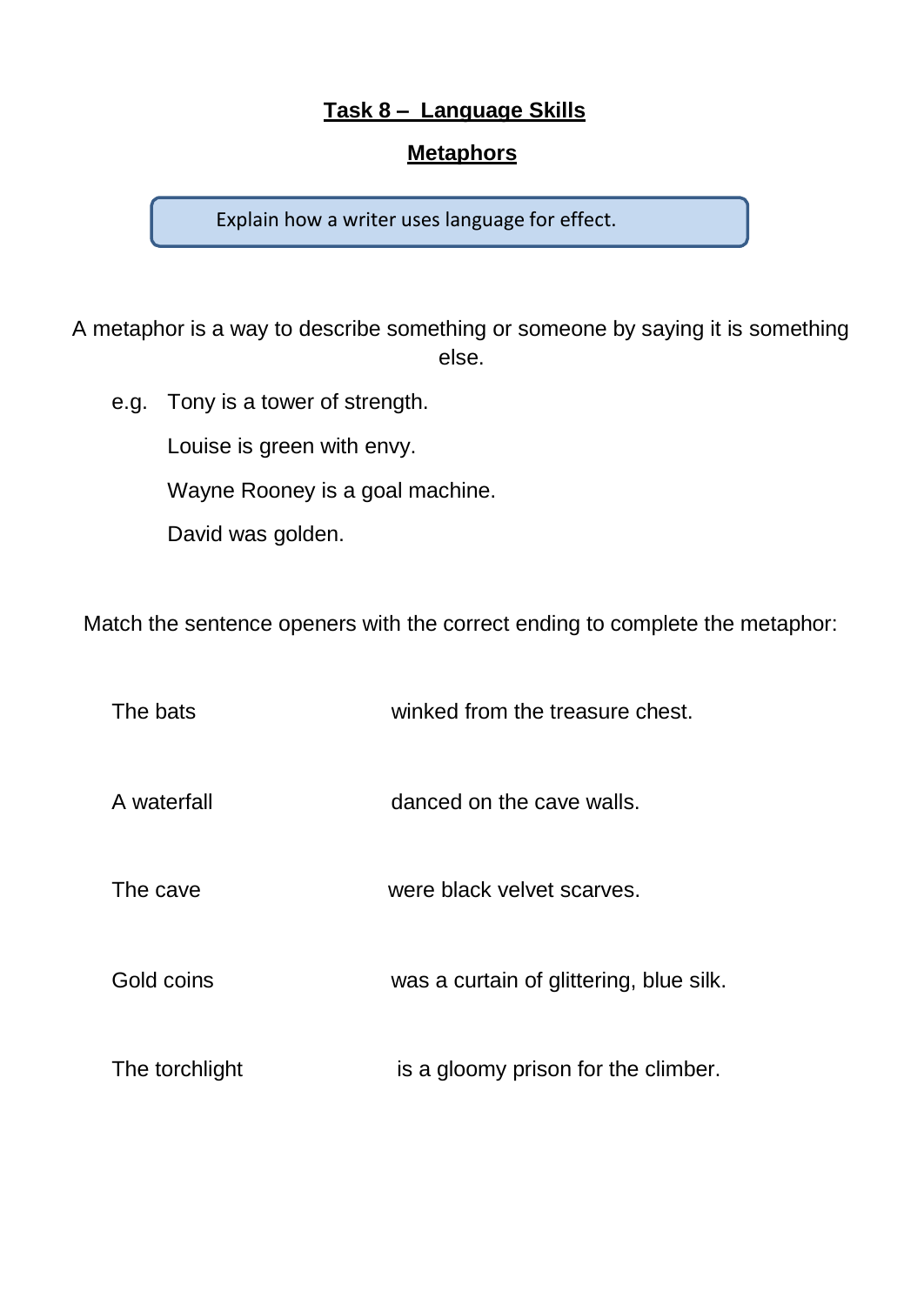## Task 8 – Language Skills

## Metaphors

> Explain how a writer uses language for effect.

A metaphor is a way to describe something or someone by saying it is something else.

e.g. Tony is a tower of strength.
Louise is green with envy.
Wayne Rooney is a goal machine.
David was golden.

Match the sentence openers with the correct ending to complete the metaphor:

| | |
|---|---|
| The bats | winked from the treasure chest. |
| A waterfall | danced on the cave walls. |
| The cave | were black velvet scarves. |
| Gold coins | was a curtain of glittering, blue silk. |
| The torchlight | is a gloomy prison for the climber. |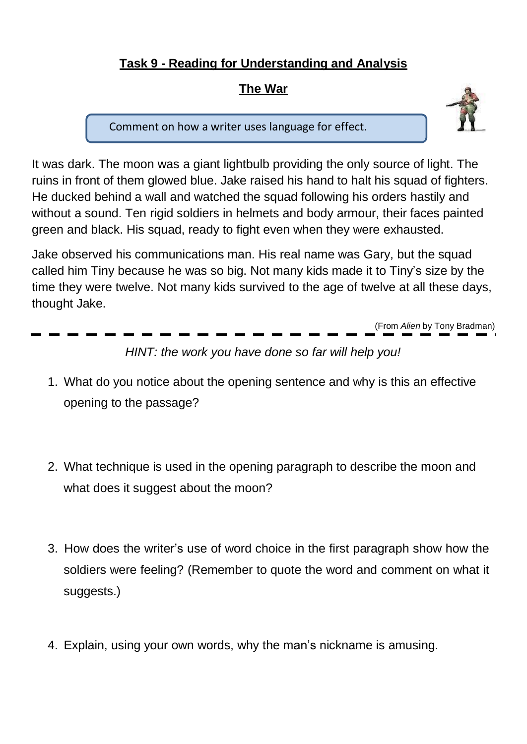## Task 9 - Reading for Understanding and Analysis

### The War

Comment on how a writer uses language for effect.

It was dark. The moon was a giant lightbulb providing the only source of light. The ruins in front of them glowed blue. Jake raised his hand to halt his squad of fighters. He ducked behind a wall and watched the squad following his orders hastily and without a sound. Ten rigid soldiers in helmets and body armour, their faces painted green and black. His squad, ready to fight even when they were exhausted.

Jake observed his communications man. His real name was Gary, but the squad called him Tiny because he was so big. Not many kids made it to Tiny's size by the time they were twelve. Not many kids survived to the age of twelve at all these days, thought Jake.

(From *Alien* by Tony Bradman)

*HINT: the work you have done so far will help you!*

1. What do you notice about the opening sentence and why is this an effective opening to the passage?

2. What technique is used in the opening paragraph to describe the moon and what does it suggest about the moon?

3. How does the writer's use of word choice in the first paragraph show how the soldiers were feeling? (Remember to quote the word and comment on what it suggests.)

4. Explain, using your own words, why the man's nickname is amusing.